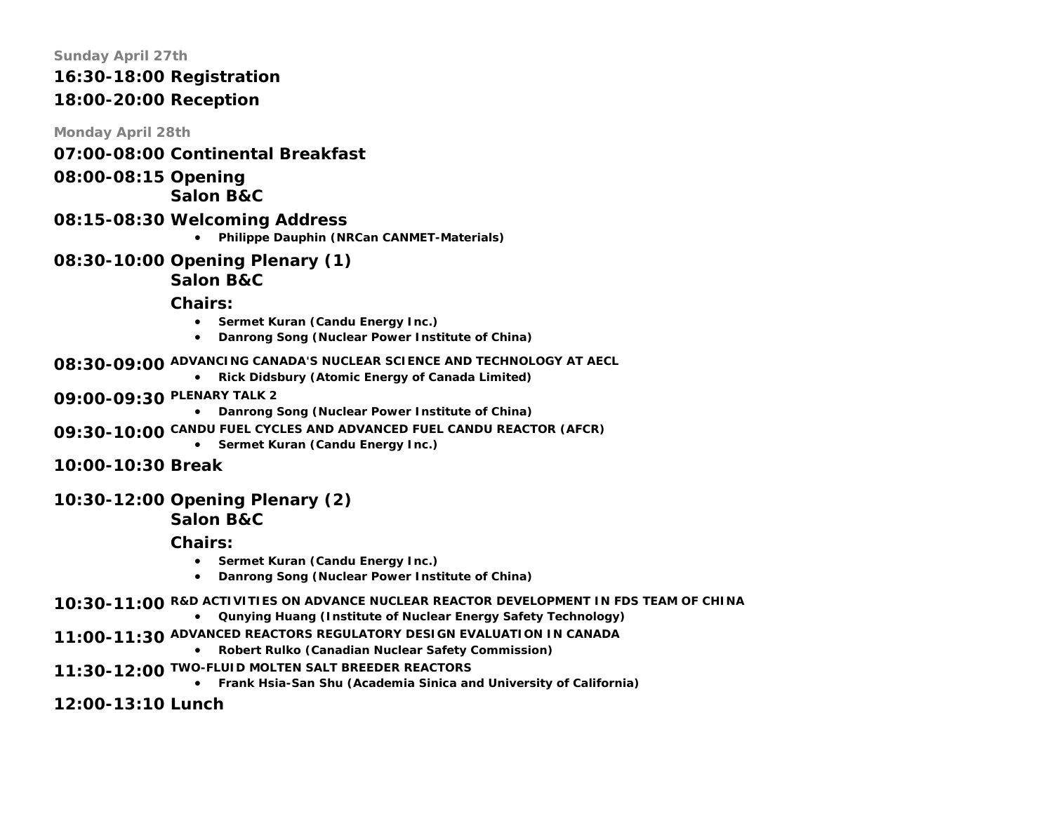**Sunday April 27th**

**16:30-18:00 Registration**

**18:00-20:00 Reception**

**Monday April 28th**

**07:00-08:00 Continental Breakfast**

**08:00-08:15 Opening**
**Salon B&C**

**08:15-08:30 Welcoming Address**

- **Philippe Dauphin (NRCan CANMET-Materials)**

**08:30-10:00 Opening Plenary (1)**
**Salon B&C**

**Chairs:**

- **Sermet Kuran (Candu Energy Inc.)**
- **Danrong Song (Nuclear Power Institute of China)**

**08:30-09:00 ADVANCING CANADA'S NUCLEAR SCIENCE AND TECHNOLOGY AT AECL**

- **Rick Didsbury (Atomic Energy of Canada Limited)**

**09:00-09:30 PLENARY TALK 2**

- **Danrong Song (Nuclear Power Institute of China)**

**09:30-10:00 CANDU FUEL CYCLES AND ADVANCED FUEL CANDU REACTOR (AFCR)**

- **Sermet Kuran (Candu Energy Inc.)**

**10:00-10:30 Break**

**10:30-12:00 Opening Plenary (2)**
**Salon B&C**

**Chairs:**

- **Sermet Kuran (Candu Energy Inc.)**
- **Danrong Song (Nuclear Power Institute of China)**

**10:30-11:00 R&D ACTIVITIES ON ADVANCE NUCLEAR REACTOR DEVELOPMENT IN FDS TEAM OF CHINA**

- **Qunying Huang (Institute of Nuclear Energy Safety Technology)**

**11:00-11:30 ADVANCED REACTORS REGULATORY DESIGN EVALUATION IN CANADA**

- **Robert Rulko (Canadian Nuclear Safety Commission)**

**11:30-12:00 TWO-FLUID MOLTEN SALT BREEDER REACTORS**

- **Frank Hsia-San Shu (Academia Sinica and University of California)**

**12:00-13:10 Lunch**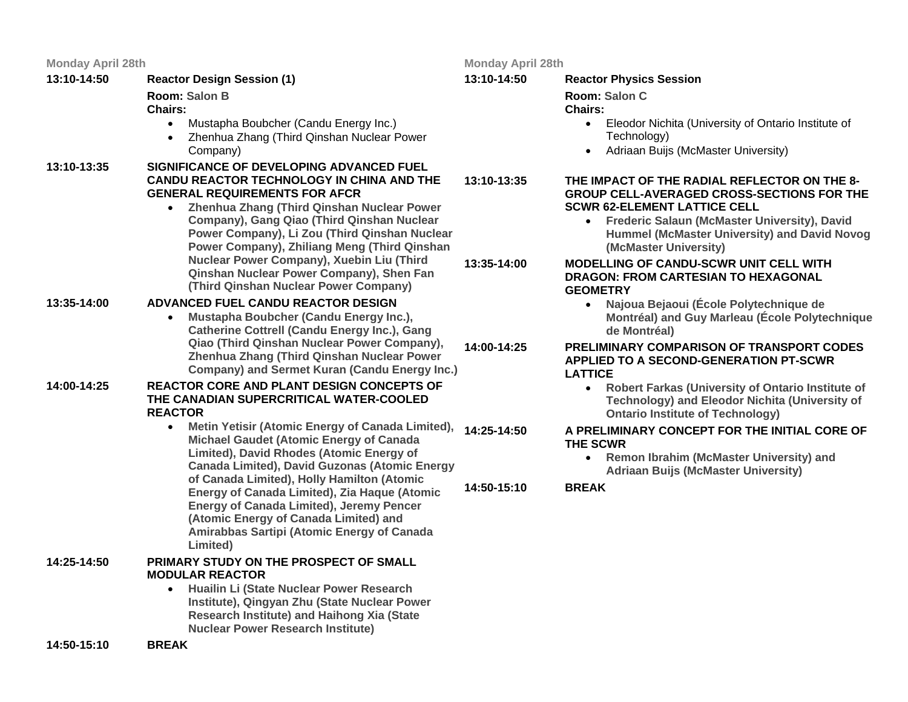**Monday April 28th**

**13:10-14:50** **Reactor Design Session (1)**

**Room:** Salon B
**Chairs:**

- Mustapha Boubcher (Candu Energy Inc.)
- Zhenhua Zhang (Third Qinshan Nuclear Power Company)

**13:10-13:35** **SIGNIFICANCE OF DEVELOPING ADVANCED FUEL CANDU REACTOR TECHNOLOGY IN CHINA AND THE GENERAL REQUIREMENTS FOR AFCR**

- **Zhenhua Zhang (Third Qinshan Nuclear Power Company), Gang Qiao (Third Qinshan Nuclear Power Company), Li Zou (Third Qinshan Nuclear Power Company), Zhiliang Meng (Third Qinshan Nuclear Power Company), Xuebin Liu (Third Qinshan Nuclear Power Company), Shen Fan (Third Qinshan Nuclear Power Company)**

**13:35-14:00** **ADVANCED FUEL CANDU REACTOR DESIGN**

- **Mustapha Boubcher (Candu Energy Inc.), Catherine Cottrell (Candu Energy Inc.), Gang Qiao (Third Qinshan Nuclear Power Company), Zhenhua Zhang (Third Qinshan Nuclear Power Company) and Sermet Kuran (Candu Energy Inc.)**

**14:00-14:25** **REACTOR CORE AND PLANT DESIGN CONCEPTS OF THE CANADIAN SUPERCRITICAL WATER-COOLED REACTOR**

- **Metin Yetisir (Atomic Energy of Canada Limited), Michael Gaudet (Atomic Energy of Canada Limited), David Rhodes (Atomic Energy of Canada Limited), David Guzonas (Atomic Energy of Canada Limited), Holly Hamilton (Atomic Energy of Canada Limited), Zia Haque (Atomic Energy of Canada Limited), Jeremy Pencer (Atomic Energy of Canada Limited) and Amirabbas Sartipi (Atomic Energy of Canada Limited)**

**14:25-14:50** **PRIMARY STUDY ON THE PROSPECT OF SMALL MODULAR REACTOR**

- **Huailin Li (State Nuclear Power Research Institute), Qingyan Zhu (State Nuclear Power Research Institute) and Haihong Xia (State Nuclear Power Research Institute)**

**14:50-15:10** **BREAK**

**Monday April 28th**

**13:10-14:50** **Reactor Physics Session**

**Room:** Salon C
**Chairs:**

- Eleodor Nichita (University of Ontario Institute of Technology)
- Adriaan Buijs (McMaster University)

**13:10-13:35** **THE IMPACT OF THE RADIAL REFLECTOR ON THE 8-GROUP CELL-AVERAGED CROSS-SECTIONS FOR THE SCWR 62-ELEMENT LATTICE CELL**

- **Frederic Salaun (McMaster University), David Hummel (McMaster University) and David Novog (McMaster University)**

**13:35-14:00** **MODELLING OF CANDU-SCWR UNIT CELL WITH DRAGON: FROM CARTESIAN TO HEXAGONAL GEOMETRY**

- **Najoua Bejaoui (École Polytechnique de Montréal) and Guy Marleau (École Polytechnique de Montréal)**

**14:00-14:25** **PRELIMINARY COMPARISON OF TRANSPORT CODES APPLIED TO A SECOND-GENERATION PT-SCWR LATTICE**

- **Robert Farkas (University of Ontario Institute of Technology) and Eleodor Nichita (University of Ontario Institute of Technology)**

**14:25-14:50** **A PRELIMINARY CONCEPT FOR THE INITIAL CORE OF THE SCWR**

- **Remon Ibrahim (McMaster University) and Adriaan Buijs (McMaster University)**

**14:50-15:10** **BREAK**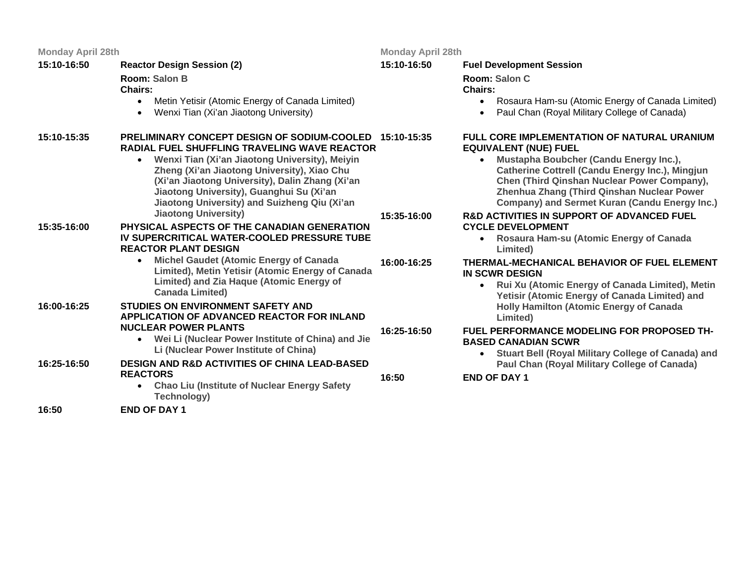**Monday April 28th**

**15:10-16:50** **Reactor Design Session (2)**

**Room:** Salon B

**Chairs:**

- Metin Yetisir (Atomic Energy of Canada Limited)
- Wenxi Tian (Xi'an Jiaotong University)

**15:10-15:35** **PRELIMINARY CONCEPT DESIGN OF SODIUM-COOLED RADIAL FUEL SHUFFLING TRAVELING WAVE REACTOR**

- **Wenxi Tian (Xi'an Jiaotong University), Meiyin Zheng (Xi'an Jiaotong University), Xiao Chu (Xi'an Jiaotong University), Dalin Zhang (Xi'an Jiaotong University), Guanghui Su (Xi'an Jiaotong University) and Suizheng Qiu (Xi'an Jiaotong University)**

**15:35-16:00** **PHYSICAL ASPECTS OF THE CANADIAN GENERATION IV SUPERCRITICAL WATER-COOLED PRESSURE TUBE REACTOR PLANT DESIGN**

- **Michel Gaudet (Atomic Energy of Canada Limited), Metin Yetisir (Atomic Energy of Canada Limited) and Zia Haque (Atomic Energy of Canada Limited)**

**16:00-16:25** **STUDIES ON ENVIRONMENT SAFETY AND APPLICATION OF ADVANCED REACTOR FOR INLAND NUCLEAR POWER PLANTS**

- **Wei Li (Nuclear Power Institute of China) and Jie Li (Nuclear Power Institute of China)**

**16:25-16:50** **DESIGN AND R&D ACTIVITIES OF CHINA LEAD-BASED REACTORS**

- **Chao Liu (Institute of Nuclear Energy Safety Technology)**

**16:50** **END OF DAY 1**

**Monday April 28th**

**15:10-16:50** **Fuel Development Session**

**Room:** Salon C

**Chairs:**

- Rosaura Ham-su (Atomic Energy of Canada Limited)
- Paul Chan (Royal Military College of Canada)

**15:10-15:35** **FULL CORE IMPLEMENTATION OF NATURAL URANIUM EQUIVALENT (NUE) FUEL**

- **Mustapha Boubcher (Candu Energy Inc.), Catherine Cottrell (Candu Energy Inc.), Mingjun Chen (Third Qinshan Nuclear Power Company), Zhenhua Zhang (Third Qinshan Nuclear Power Company) and Sermet Kuran (Candu Energy Inc.)**

**15:35-16:00** **R&D ACTIVITIES IN SUPPORT OF ADVANCED FUEL CYCLE DEVELOPMENT**

- **Rosaura Ham-su (Atomic Energy of Canada Limited)**

**16:00-16:25** **THERMAL-MECHANICAL BEHAVIOR OF FUEL ELEMENT IN SCWR DESIGN**

- **Rui Xu (Atomic Energy of Canada Limited), Metin Yetisir (Atomic Energy of Canada Limited) and Holly Hamilton (Atomic Energy of Canada Limited)**

**16:25-16:50** **FUEL PERFORMANCE MODELING FOR PROPOSED TH-BASED CANADIAN SCWR**

- **Stuart Bell (Royal Military College of Canada) and Paul Chan (Royal Military College of Canada)**

**16:50** **END OF DAY 1**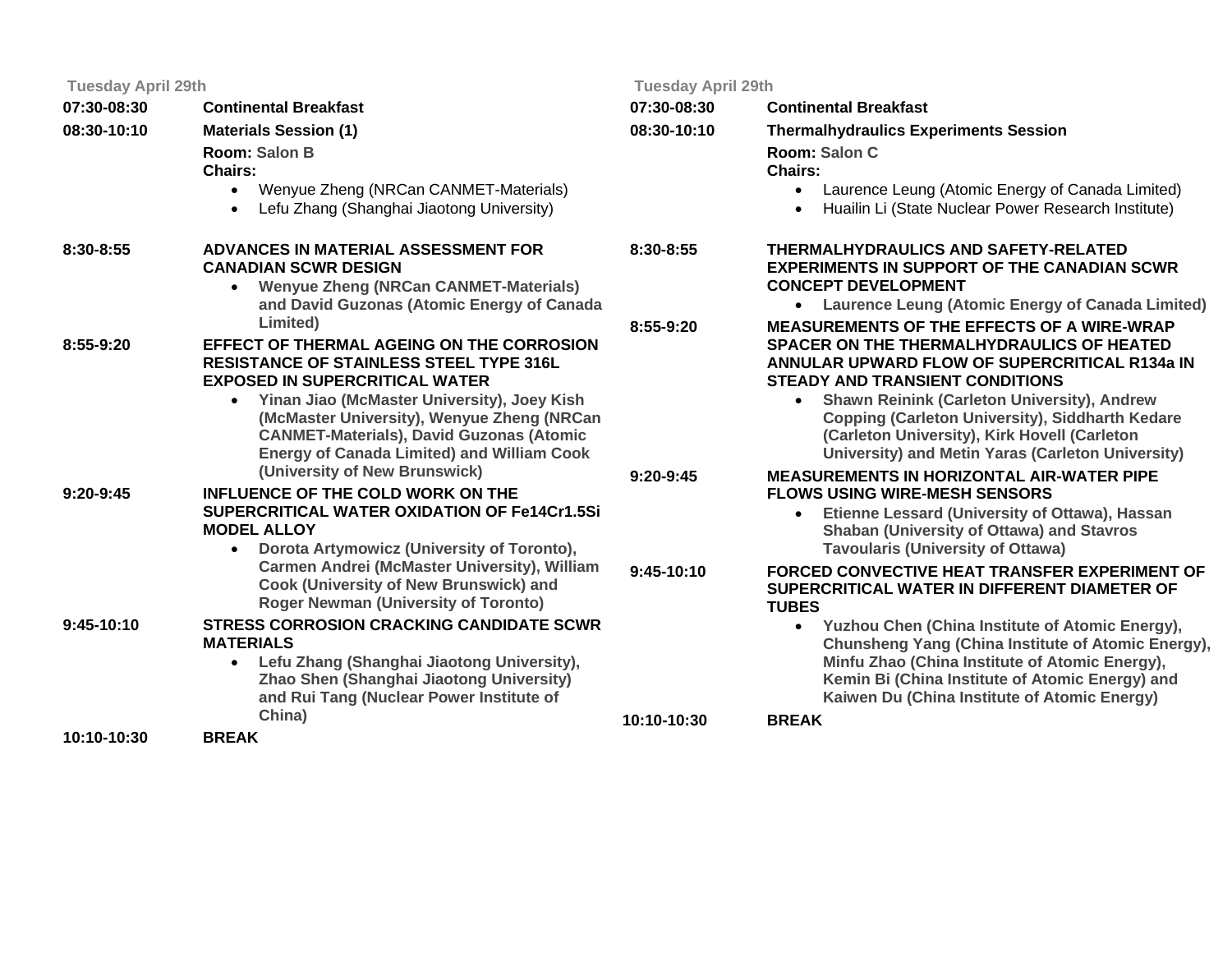**Tuesday April 29th**

**07:30-08:30** **Continental Breakfast**

**08:30-10:10** **Materials Session (1)**

**Room:** Salon B

**Chairs:**

- Wenyue Zheng (NRCan CANMET-Materials)
- Lefu Zhang (Shanghai Jiaotong University)

**8:30-8:55** **ADVANCES IN MATERIAL ASSESSMENT FOR CANADIAN SCWR DESIGN**

- **Wenyue Zheng (NRCan CANMET-Materials) and David Guzonas (Atomic Energy of Canada Limited)**

**8:55-9:20** **EFFECT OF THERMAL AGEING ON THE CORROSION RESISTANCE OF STAINLESS STEEL TYPE 316L EXPOSED IN SUPERCRITICAL WATER**

- **Yinan Jiao (McMaster University), Joey Kish (McMaster University), Wenyue Zheng (NRCan CANMET-Materials), David Guzonas (Atomic Energy of Canada Limited) and William Cook (University of New Brunswick)**

**9:20-9:45** **INFLUENCE OF THE COLD WORK ON THE SUPERCRITICAL WATER OXIDATION OF Fe14Cr1.5Si MODEL ALLOY**

- **Dorota Artymowicz (University of Toronto), Carmen Andrei (McMaster University), William Cook (University of New Brunswick) and Roger Newman (University of Toronto)**

**9:45-10:10** **STRESS CORROSION CRACKING CANDIDATE SCWR MATERIALS**

- **Lefu Zhang (Shanghai Jiaotong University), Zhao Shen (Shanghai Jiaotong University) and Rui Tang (Nuclear Power Institute of China)**

**10:10-10:30** **BREAK**

**Tuesday April 29th**

**07:30-08:30** **Continental Breakfast**

**08:30-10:10** **Thermalhydraulics Experiments Session**

**Room:** Salon C

**Chairs:**

- Laurence Leung (Atomic Energy of Canada Limited)
- Huailin Li (State Nuclear Power Research Institute)

**8:30-8:55** **THERMALHYDRAULICS AND SAFETY-RELATED EXPERIMENTS IN SUPPORT OF THE CANADIAN SCWR CONCEPT DEVELOPMENT**

- **Laurence Leung (Atomic Energy of Canada Limited)**

**8:55-9:20** **MEASUREMENTS OF THE EFFECTS OF A WIRE-WRAP SPACER ON THE THERMALHYDRAULICS OF HEATED ANNULAR UPWARD FLOW OF SUPERCRITICAL R134a IN STEADY AND TRANSIENT CONDITIONS**

- **Shawn Reinink (Carleton University), Andrew Copping (Carleton University), Siddharth Kedare (Carleton University), Kirk Hovell (Carleton University) and Metin Yaras (Carleton University)**

**9:20-9:45** **MEASUREMENTS IN HORIZONTAL AIR-WATER PIPE FLOWS USING WIRE-MESH SENSORS**

- **Etienne Lessard (University of Ottawa), Hassan Shaban (University of Ottawa) and Stavros Tavoularis (University of Ottawa)**

**9:45-10:10** **FORCED CONVECTIVE HEAT TRANSFER EXPERIMENT OF SUPERCRITICAL WATER IN DIFFERENT DIAMETER OF TUBES**

- **Yuzhou Chen (China Institute of Atomic Energy), Chunsheng Yang (China Institute of Atomic Energy), Minfu Zhao (China Institute of Atomic Energy), Kemin Bi (China Institute of Atomic Energy) and Kaiwen Du (China Institute of Atomic Energy)**

**10:10-10:30** **BREAK**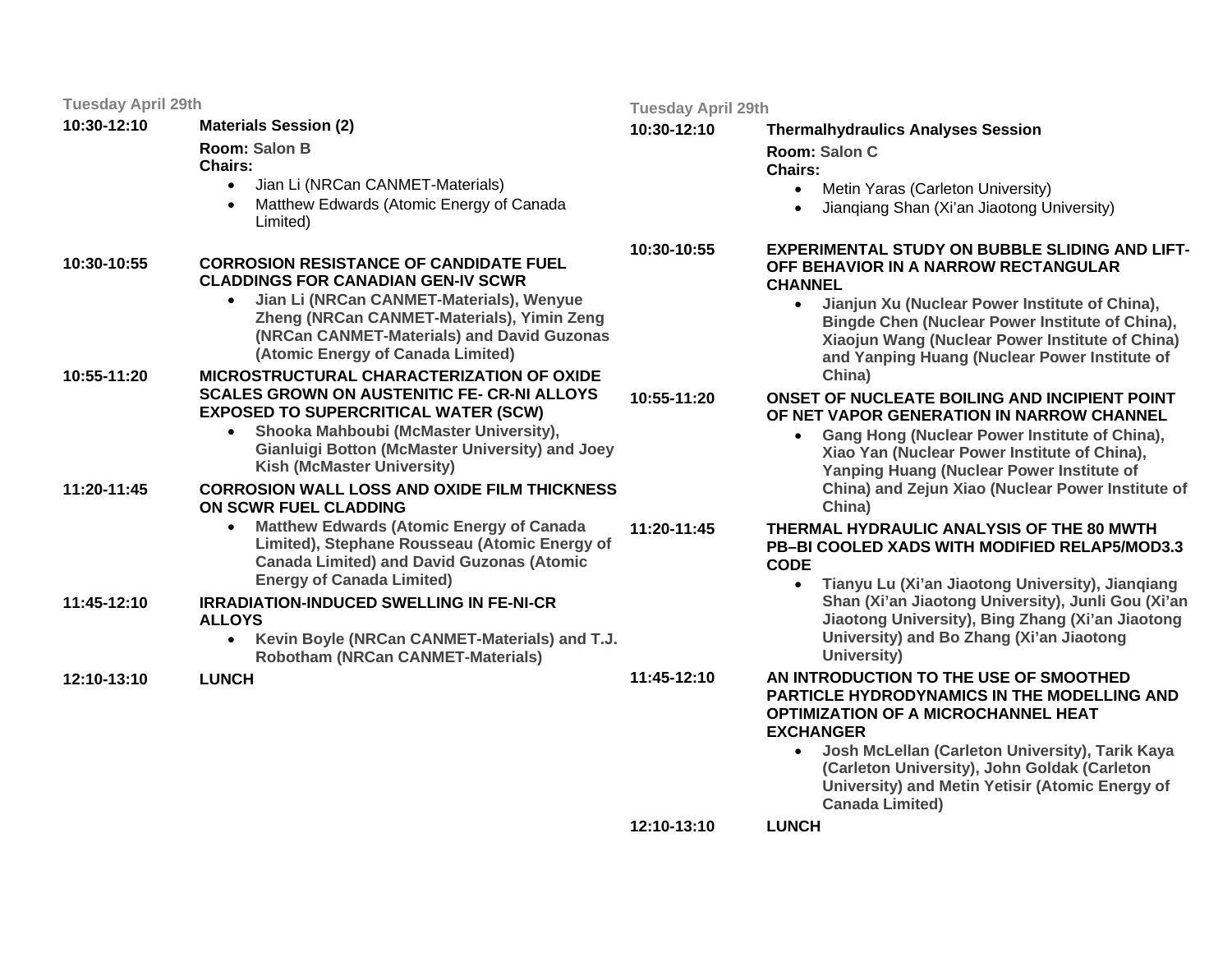**Tuesday April 29th**

**10:30-12:10** **Materials Session (2)**

**Room:** Salon B

**Chairs:**

- Jian Li (NRCan CANMET-Materials)
- Matthew Edwards (Atomic Energy of Canada Limited)

**10:30-10:55** **CORROSION RESISTANCE OF CANDIDATE FUEL CLADDINGS FOR CANADIAN GEN-IV SCWR**

- **Jian Li (NRCan CANMET-Materials), Wenyue Zheng (NRCan CANMET-Materials), Yimin Zeng (NRCan CANMET-Materials) and David Guzonas (Atomic Energy of Canada Limited)**

**10:55-11:20** **MICROSTRUCTURAL CHARACTERIZATION OF OXIDE SCALES GROWN ON AUSTENITIC FE- CR-NI ALLOYS EXPOSED TO SUPERCRITICAL WATER (SCW)**

- **Shooka Mahboubi (McMaster University), Gianluigi Botton (McMaster University) and Joey Kish (McMaster University)**

**11:20-11:45** **CORROSION WALL LOSS AND OXIDE FILM THICKNESS ON SCWR FUEL CLADDING**

- **Matthew Edwards (Atomic Energy of Canada Limited), Stephane Rousseau (Atomic Energy of Canada Limited) and David Guzonas (Atomic Energy of Canada Limited)**

**11:45-12:10** **IRRADIATION-INDUCED SWELLING IN FE-NI-CR ALLOYS**

- **Kevin Boyle (NRCan CANMET-Materials) and T.J. Robotham (NRCan CANMET-Materials)**

**12:10-13:10** **LUNCH**

**Tuesday April 29th**

**10:30-12:10** **Thermalhydraulics Analyses Session**

**Room:** Salon C

**Chairs:**

- Metin Yaras (Carleton University)
- Jianqiang Shan (Xi'an Jiaotong University)

**10:30-10:55** **EXPERIMENTAL STUDY ON BUBBLE SLIDING AND LIFT-OFF BEHAVIOR IN A NARROW RECTANGULAR CHANNEL**

- **Jianjun Xu (Nuclear Power Institute of China), Bingde Chen (Nuclear Power Institute of China), Xiaojun Wang (Nuclear Power Institute of China) and Yanping Huang (Nuclear Power Institute of China)**

**10:55-11:20** **ONSET OF NUCLEATE BOILING AND INCIPIENT POINT OF NET VAPOR GENERATION IN NARROW CHANNEL**

- **Gang Hong (Nuclear Power Institute of China), Xiao Yan (Nuclear Power Institute of China), Yanping Huang (Nuclear Power Institute of China) and Zejun Xiao (Nuclear Power Institute of China)**

**11:20-11:45** **THERMAL HYDRAULIC ANALYSIS OF THE 80 MWTH PB–BI COOLED XADS WITH MODIFIED RELAP5/MOD3.3 CODE**

- **Tianyu Lu (Xi'an Jiaotong University), Jianqiang Shan (Xi'an Jiaotong University), Junli Gou (Xi'an Jiaotong University), Bing Zhang (Xi'an Jiaotong University) and Bo Zhang (Xi'an Jiaotong University)**

**11:45-12:10** **AN INTRODUCTION TO THE USE OF SMOOTHED PARTICLE HYDRODYNAMICS IN THE MODELLING AND OPTIMIZATION OF A MICROCHANNEL HEAT EXCHANGER**

- **Josh McLellan (Carleton University), Tarik Kaya (Carleton University), John Goldak (Carleton University) and Metin Yetisir (Atomic Energy of Canada Limited)**

**12:10-13:10** **LUNCH**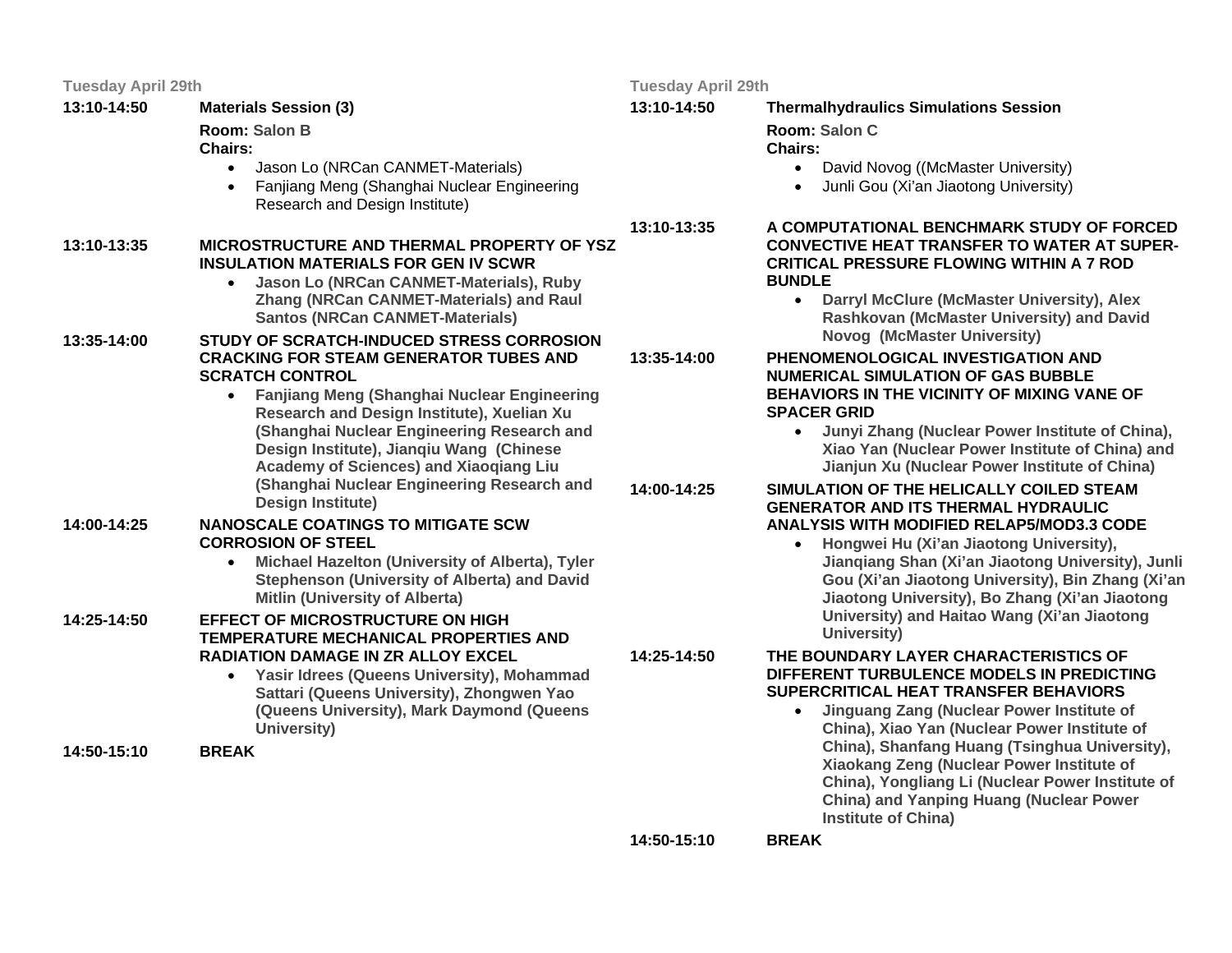**Tuesday April 29th**

**13:10-14:50** **Materials Session (3)**

**Room:** Salon B

**Chairs:**

- Jason Lo (NRCan CANMET-Materials)
- Fanjiang Meng (Shanghai Nuclear Engineering Research and Design Institute)

**13:10-13:35** **MICROSTRUCTURE AND THERMAL PROPERTY OF YSZ INSULATION MATERIALS FOR GEN IV SCWR**

- **Jason Lo (NRCan CANMET-Materials), Ruby Zhang (NRCan CANMET-Materials) and Raul Santos (NRCan CANMET-Materials)**

**13:35-14:00** **STUDY OF SCRATCH-INDUCED STRESS CORROSION CRACKING FOR STEAM GENERATOR TUBES AND SCRATCH CONTROL**

- **Fanjiang Meng (Shanghai Nuclear Engineering Research and Design Institute), Xuelian Xu (Shanghai Nuclear Engineering Research and Design Institute), Jianqiu Wang (Chinese Academy of Sciences) and Xiaoqiang Liu (Shanghai Nuclear Engineering Research and Design Institute)**

**14:00-14:25** **NANOSCALE COATINGS TO MITIGATE SCW CORROSION OF STEEL**

- **Michael Hazelton (University of Alberta), Tyler Stephenson (University of Alberta) and David Mitlin (University of Alberta)**

**14:25-14:50** **EFFECT OF MICROSTRUCTURE ON HIGH TEMPERATURE MECHANICAL PROPERTIES AND RADIATION DAMAGE IN ZR ALLOY EXCEL**

- **Yasir Idrees (Queens University), Mohammad Sattari (Queens University), Zhongwen Yao (Queens University), Mark Daymond (Queens University)**

**14:50-15:10** **BREAK**

**Tuesday April 29th**

**13:10-14:50** **Thermalhydraulics Simulations Session**

**Room:** Salon C

**Chairs:**

- David Novog ((McMaster University)
- Junli Gou (Xi'an Jiaotong University)

**13:10-13:35** **A COMPUTATIONAL BENCHMARK STUDY OF FORCED CONVECTIVE HEAT TRANSFER TO WATER AT SUPER-CRITICAL PRESSURE FLOWING WITHIN A 7 ROD BUNDLE**

- **Darryl McClure (McMaster University), Alex Rashkovan (McMaster University) and David Novog (McMaster University)**

**13:35-14:00** **PHENOMENOLOGICAL INVESTIGATION AND NUMERICAL SIMULATION OF GAS BUBBLE BEHAVIORS IN THE VICINITY OF MIXING VANE OF SPACER GRID**

- **Junyi Zhang (Nuclear Power Institute of China), Xiao Yan (Nuclear Power Institute of China) and Jianjun Xu (Nuclear Power Institute of China)**

**14:00-14:25** **SIMULATION OF THE HELICALLY COILED STEAM GENERATOR AND ITS THERMAL HYDRAULIC ANALYSIS WITH MODIFIED RELAP5/MOD3.3 CODE**

- **Hongwei Hu (Xi'an Jiaotong University), Jianqiang Shan (Xi'an Jiaotong University), Junli Gou (Xi'an Jiaotong University), Bin Zhang (Xi'an Jiaotong University), Bo Zhang (Xi'an Jiaotong University) and Haitao Wang (Xi'an Jiaotong University)**

**14:25-14:50** **THE BOUNDARY LAYER CHARACTERISTICS OF DIFFERENT TURBULENCE MODELS IN PREDICTING SUPERCRITICAL HEAT TRANSFER BEHAVIORS**

- **Jinguang Zang (Nuclear Power Institute of China), Xiao Yan (Nuclear Power Institute of China), Shanfang Huang (Tsinghua University), Xiaokang Zeng (Nuclear Power Institute of China), Yongliang Li (Nuclear Power Institute of China) and Yanping Huang (Nuclear Power Institute of China)**

**14:50-15:10** **BREAK**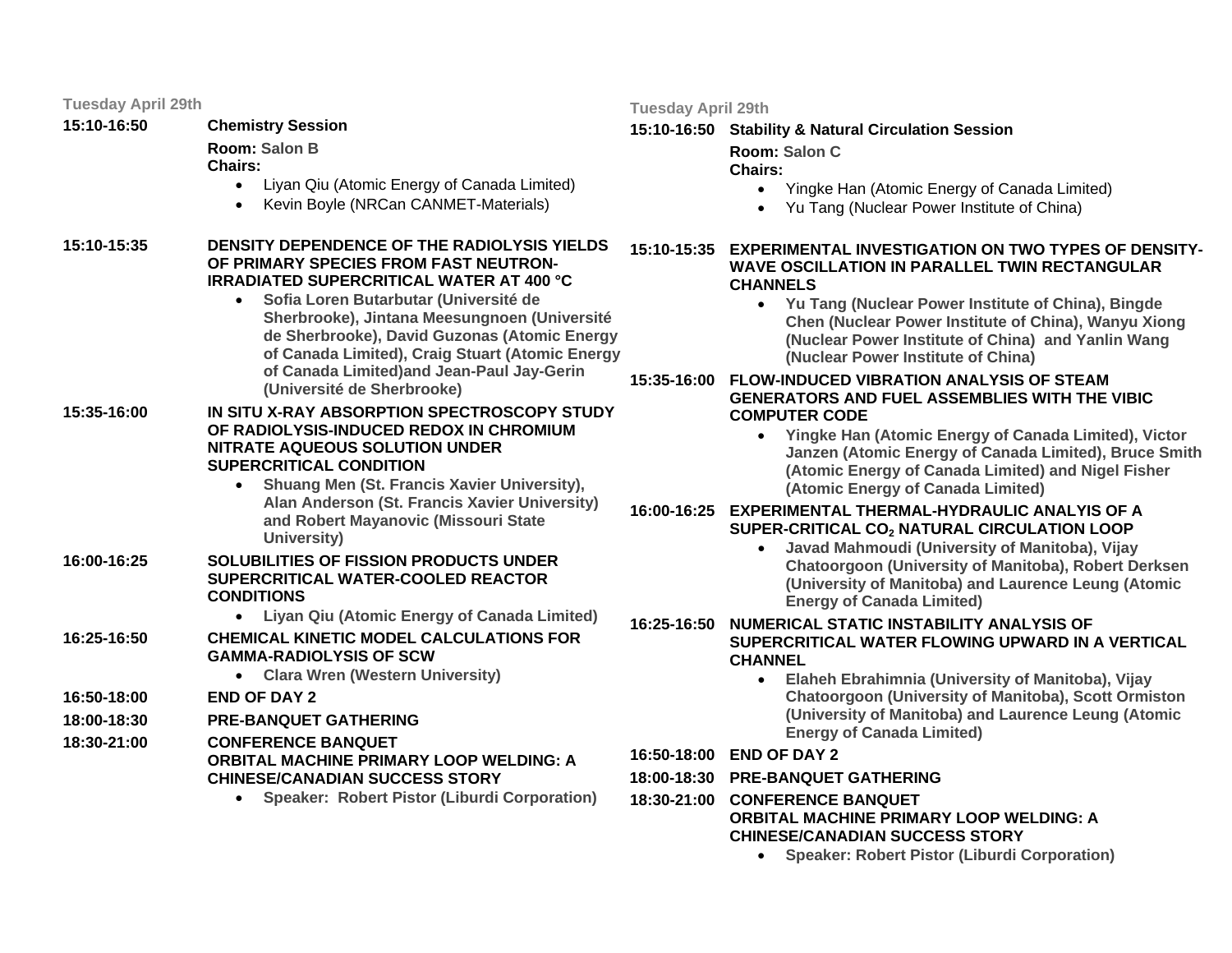**Tuesday April 29th**

**15:10-16:50 Chemistry Session**

**Room:** Salon B

**Chairs:**

- Liyan Qiu (Atomic Energy of Canada Limited)
- Kevin Boyle (NRCan CANMET-Materials)

**15:10-15:35 DENSITY DEPENDENCE OF THE RADIOLYSIS YIELDS OF PRIMARY SPECIES FROM FAST NEUTRON-IRRADIATED SUPERCRITICAL WATER AT 400 °C**

- **Sofia Loren Butarbutar (Université de Sherbrooke), Jintana Meesungnoen (Université de Sherbrooke), David Guzonas (Atomic Energy of Canada Limited), Craig Stuart (Atomic Energy of Canada Limited)and Jean-Paul Jay-Gerin (Université de Sherbrooke)**

**15:35-16:00 IN SITU X-RAY ABSORPTION SPECTROSCOPY STUDY OF RADIOLYSIS-INDUCED REDOX IN CHROMIUM NITRATE AQUEOUS SOLUTION UNDER SUPERCRITICAL CONDITION**

- **Shuang Men (St. Francis Xavier University), Alan Anderson (St. Francis Xavier University) and Robert Mayanovic (Missouri State University)**

**16:00-16:25 SOLUBILITIES OF FISSION PRODUCTS UNDER SUPERCRITICAL WATER-COOLED REACTOR CONDITIONS**

- **Liyan Qiu (Atomic Energy of Canada Limited)**

**16:25-16:50 CHEMICAL KINETIC MODEL CALCULATIONS FOR GAMMA-RADIOLYSIS OF SCW**

- **Clara Wren (Western University)**

**16:50-18:00 END OF DAY 2**

**18:00-18:30 PRE-BANQUET GATHERING**

**18:30-21:00 CONFERENCE BANQUET**
**ORBITAL MACHINE PRIMARY LOOP WELDING: A CHINESE/CANADIAN SUCCESS STORY**

- **Speaker: Robert Pistor (Liburdi Corporation)**

**Tuesday April 29th**

**15:10-16:50 Stability & Natural Circulation Session**

**Room:** Salon C

**Chairs:**

- Yingke Han (Atomic Energy of Canada Limited)
- Yu Tang (Nuclear Power Institute of China)

**15:10-15:35 EXPERIMENTAL INVESTIGATION ON TWO TYPES OF DENSITY-WAVE OSCILLATION IN PARALLEL TWIN RECTANGULAR CHANNELS**

- **Yu Tang (Nuclear Power Institute of China), Bingde Chen (Nuclear Power Institute of China), Wanyu Xiong (Nuclear Power Institute of China) and Yanlin Wang (Nuclear Power Institute of China)**

**15:35-16:00 FLOW-INDUCED VIBRATION ANALYSIS OF STEAM GENERATORS AND FUEL ASSEMBLIES WITH THE VIBIC COMPUTER CODE**

- **Yingke Han (Atomic Energy of Canada Limited), Victor Janzen (Atomic Energy of Canada Limited), Bruce Smith (Atomic Energy of Canada Limited) and Nigel Fisher (Atomic Energy of Canada Limited)**

**16:00-16:25 EXPERIMENTAL THERMAL-HYDRAULIC ANALYIS OF A SUPER-CRITICAL $CO_2$ NATURAL CIRCULATION LOOP**

- **Javad Mahmoudi (University of Manitoba), Vijay Chatoorgoon (University of Manitoba), Robert Derksen (University of Manitoba) and Laurence Leung (Atomic Energy of Canada Limited)**

**16:25-16:50 NUMERICAL STATIC INSTABILITY ANALYSIS OF SUPERCRITICAL WATER FLOWING UPWARD IN A VERTICAL CHANNEL**

- **Elaheh Ebrahimnia (University of Manitoba), Vijay Chatoorgoon (University of Manitoba), Scott Ormiston (University of Manitoba) and Laurence Leung (Atomic Energy of Canada Limited)**

**16:50-18:00 END OF DAY 2**

**18:00-18:30 PRE-BANQUET GATHERING**

**18:30-21:00 CONFERENCE BANQUET**
**ORBITAL MACHINE PRIMARY LOOP WELDING: A CHINESE/CANADIAN SUCCESS STORY**

- **Speaker: Robert Pistor (Liburdi Corporation)**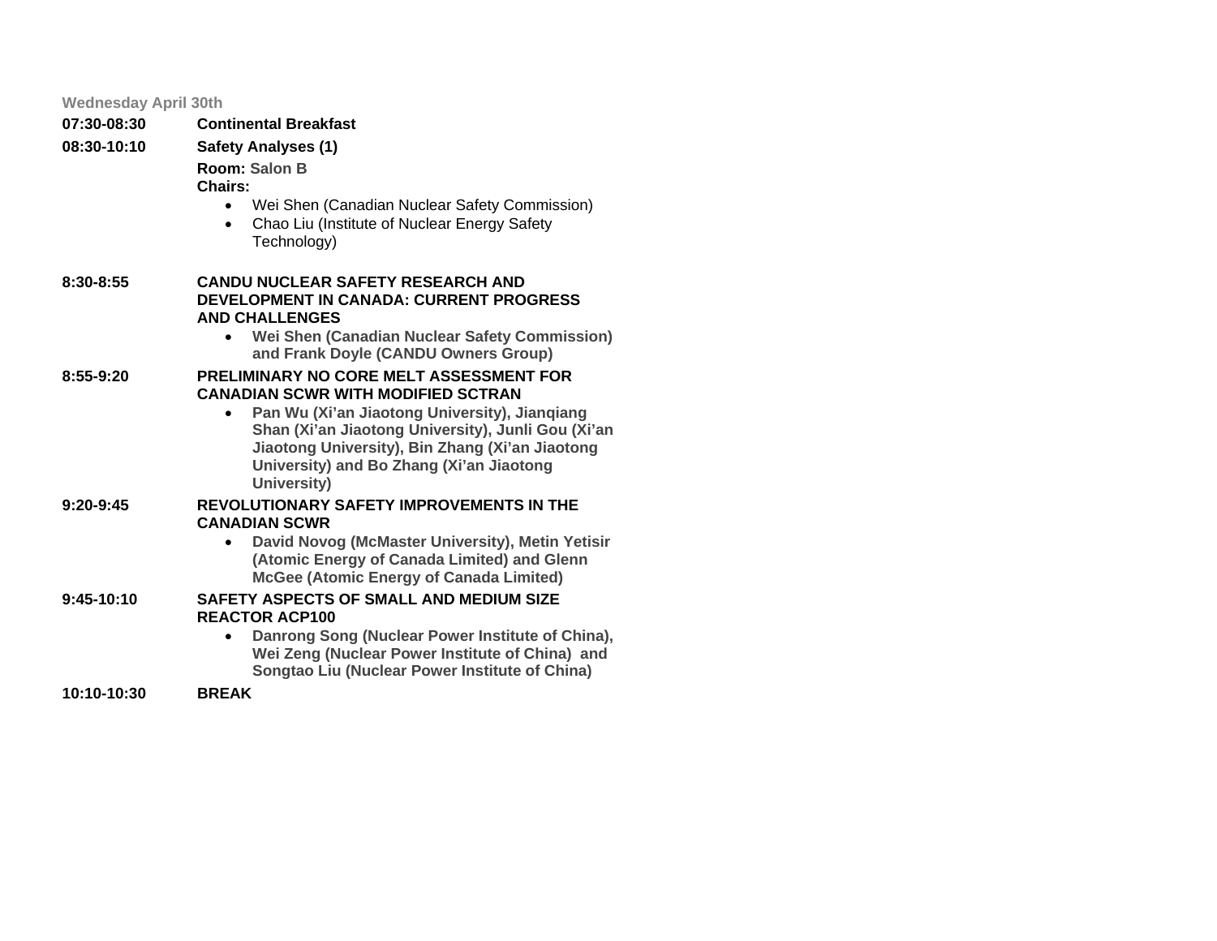**Wednesday April 30th**

**07:30-08:30** **Continental Breakfast**

**08:30-10:10** **Safety Analyses (1)**

**Room:** **Salon B**
**Chairs:**

- Wei Shen (Canadian Nuclear Safety Commission)
- Chao Liu (Institute of Nuclear Energy Safety Technology)

**8:30-8:55** **CANDU NUCLEAR SAFETY RESEARCH AND DEVELOPMENT IN CANADA: CURRENT PROGRESS AND CHALLENGES**

- **Wei Shen (Canadian Nuclear Safety Commission) and Frank Doyle (CANDU Owners Group)**

**8:55-9:20** **PRELIMINARY NO CORE MELT ASSESSMENT FOR CANADIAN SCWR WITH MODIFIED SCTRAN**

- **Pan Wu (Xi'an Jiaotong University), Jianqiang Shan (Xi'an Jiaotong University), Junli Gou (Xi'an Jiaotong University), Bin Zhang (Xi'an Jiaotong University) and Bo Zhang (Xi'an Jiaotong University)**

**9:20-9:45** **REVOLUTIONARY SAFETY IMPROVEMENTS IN THE CANADIAN SCWR**

- **David Novog (McMaster University), Metin Yetisir (Atomic Energy of Canada Limited) and Glenn McGee (Atomic Energy of Canada Limited)**

**9:45-10:10** **SAFETY ASPECTS OF SMALL AND MEDIUM SIZE REACTOR ACP100**

- **Danrong Song (Nuclear Power Institute of China), Wei Zeng (Nuclear Power Institute of China) and Songtao Liu (Nuclear Power Institute of China)**

**10:10-10:30** **BREAK**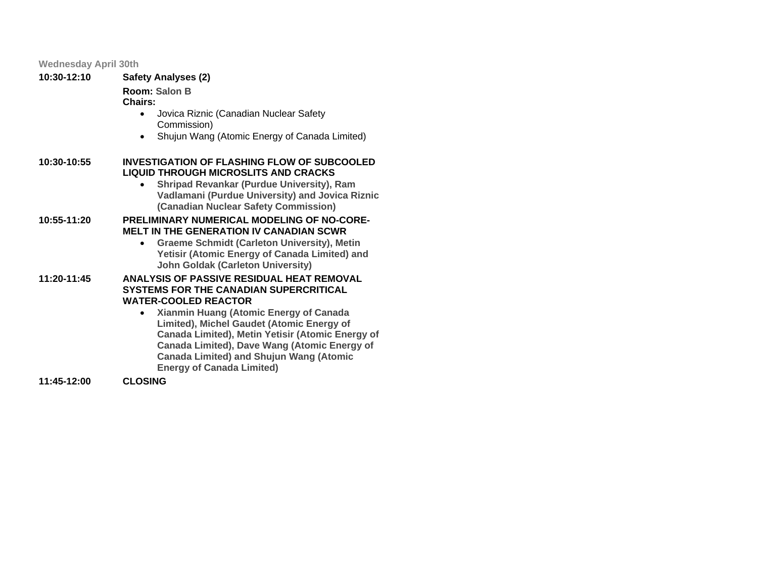**Wednesday April 30th**

**10:30-12:10** **Safety Analyses (2)**

**Room:** **Salon B**
**Chairs:**

- Jovica Riznic (Canadian Nuclear Safety Commission)
- Shujun Wang (Atomic Energy of Canada Limited)

**10:30-10:55** **INVESTIGATION OF FLASHING FLOW OF SUBCOOLED LIQUID THROUGH MICROSLITS AND CRACKS**

- **Shripad Revankar (Purdue University), Ram Vadlamani (Purdue University) and Jovica Riznic (Canadian Nuclear Safety Commission)**

**10:55-11:20** **PRELIMINARY NUMERICAL MODELING OF NO-CORE-MELT IN THE GENERATION IV CANADIAN SCWR**

- **Graeme Schmidt (Carleton University), Metin Yetisir (Atomic Energy of Canada Limited) and John Goldak (Carleton University)**

**11:20-11:45** **ANALYSIS OF PASSIVE RESIDUAL HEAT REMOVAL SYSTEMS FOR THE CANADIAN SUPERCRITICAL WATER-COOLED REACTOR**

- **Xianmin Huang (Atomic Energy of Canada Limited), Michel Gaudet (Atomic Energy of Canada Limited), Metin Yetisir (Atomic Energy of Canada Limited), Dave Wang (Atomic Energy of Canada Limited) and Shujun Wang (Atomic Energy of Canada Limited)**

**11:45-12:00** **CLOSING**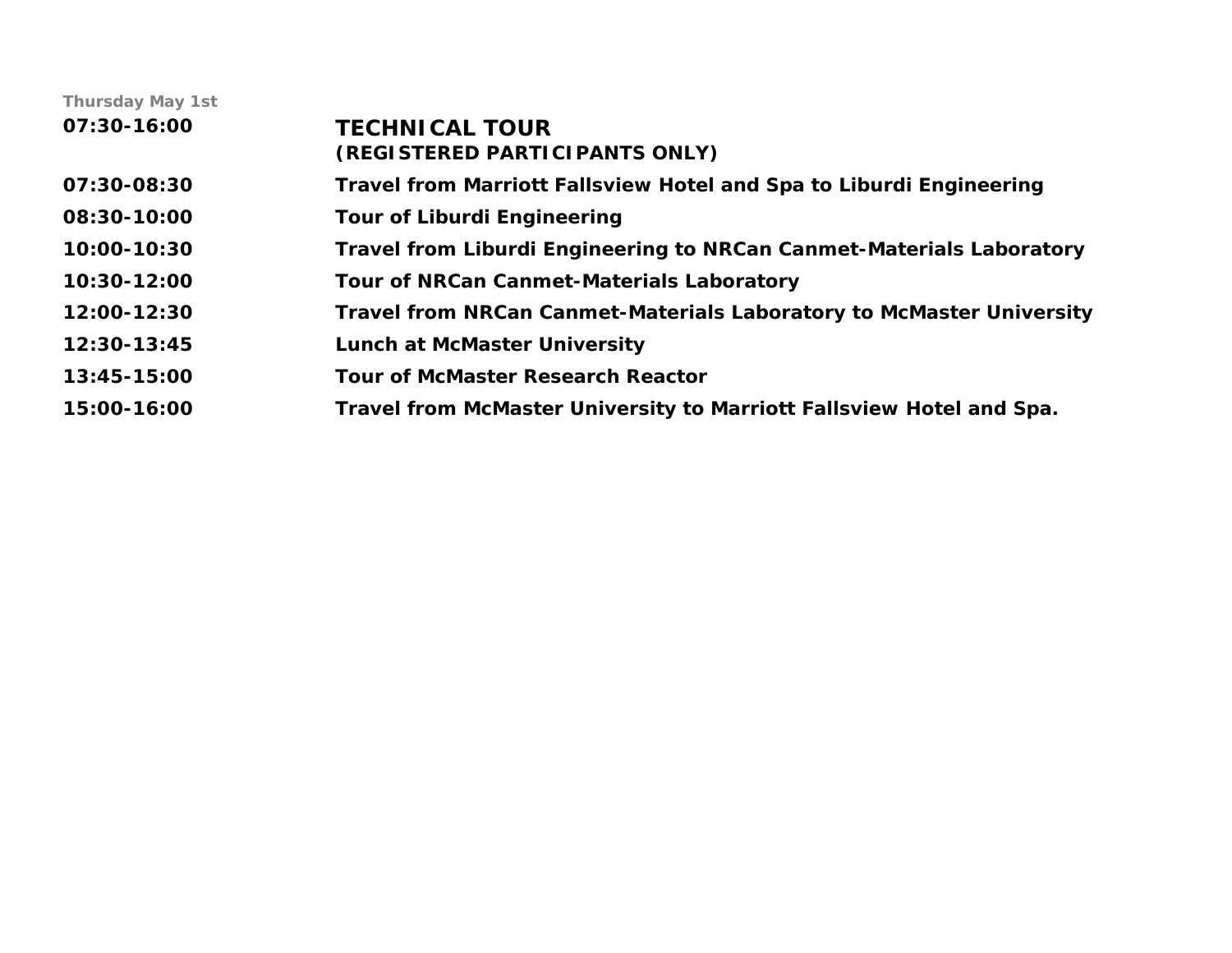**Thursday May 1st**

| | |
|---|---|
| **07:30-16:00** | **TECHNICAL TOUR (REGISTERED PARTICIPANTS ONLY)** |
| **07:30-08:30** | **Travel from Marriott Fallsview Hotel and Spa to Liburdi Engineering** |
| **08:30-10:00** | **Tour of Liburdi Engineering** |
| **10:00-10:30** | **Travel from Liburdi Engineering to NRCan Canmet-Materials Laboratory** |
| **10:30-12:00** | **Tour of NRCan Canmet-Materials Laboratory** |
| **12:00-12:30** | **Travel from NRCan Canmet-Materials Laboratory to McMaster University** |
| **12:30-13:45** | **Lunch at McMaster University** |
| **13:45-15:00** | **Tour of McMaster Research Reactor** |
| **15:00-16:00** | **Travel from McMaster University to Marriott Fallsview Hotel and Spa.** |